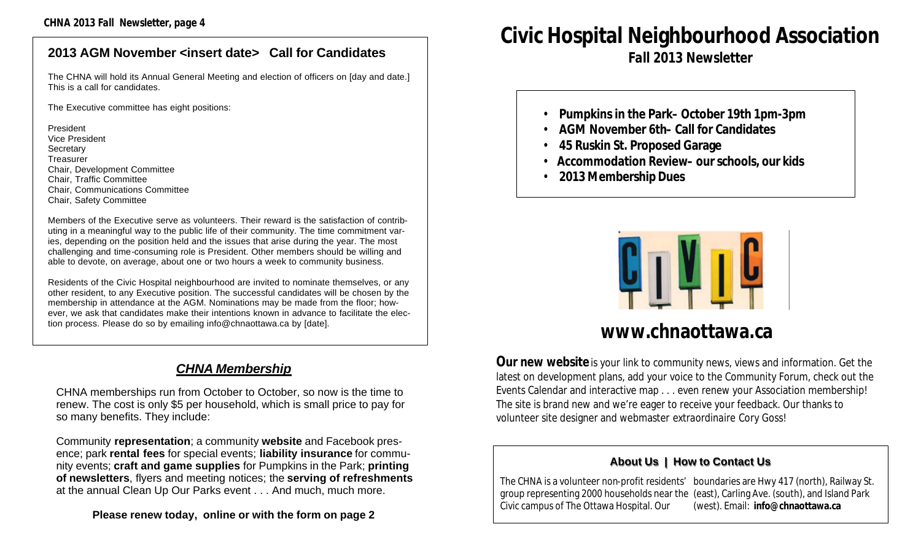## 2013 AGM November <insert date> Call for Candidates

The CHNA will hold its Annual General Meeting and election of officers on [day and date.] This is a call for candidates.

The Executive committee has eight positions:

President
Vice President
Secretary
Treasurer
Chair, Development Committee
Chair, Traffic Committee
Chair, Communications Committee
Chair, Safety Committee

Members of the Executive serve as volunteers. Their reward is the satisfaction of contributing in a meaningful way to the public life of their community. The time commitment varies, depending on the position held and the issues that arise during the year. The most challenging and time-consuming role is President. Other members should be willing and able to devote, on average, about one or two hours a week to community business.

Residents of the Civic Hospital neighbourhood are invited to nominate themselves, or any other resident, to any Executive position. The successful candidates will be chosen by the membership in attendance at the AGM. Nominations may be made from the floor; however, we ask that candidates make their intentions known in advance to facilitate the election process. Please do so by emailing info@chnaottawa.ca by [date].

## ***CHNA Membership***

CHNA memberships run from October to October, so now is the time to renew. The cost is only $5 per household, which is small price to pay for so many benefits. They include:

Community **representation**; a community **website** and Facebook presence; park **rental fees** for special events; **liability insurance** for community events; **craft and game supplies** for Pumpkins in the Park; **printing of newsletters**, flyers and meeting notices; the **serving of refreshments** at the annual Clean Up Our Parks event . . . And much, much more.

**Please renew today, online or with the form on page 2**

# Civic Hospital Neighbourhood Association

## Fall 2013 Newsletter

- **Pumpkins in the Park– October 19th 1pm-3pm**
- **AGM November 6th– Call for Candidates**
- **45 Ruskin St. Proposed Garage**
- **Accommodation Review– our schools, our kids**
- **2013 Membership Dues**

CIVIC

## www.chnaottawa.ca

**Our new website** is your link to community news, views and information. Get the latest on development plans, add your voice to the Community Forum, check out the Events Calendar and interactive map . . . even renew your Association membership! The site is brand new and we're eager to receive your feedback. Our thanks to volunteer site designer and webmaster extraordinaire Cory Goss!

### About Us | How to Contact Us

The CHNA is a volunteer non-profit residents' group representing 2000 households near the Civic campus of The Ottawa Hospital. Our boundaries are Hwy 417 (north), Railway St. (east), Carling Ave. (south), and Island Park (west). Email: **info@chnaottawa.ca**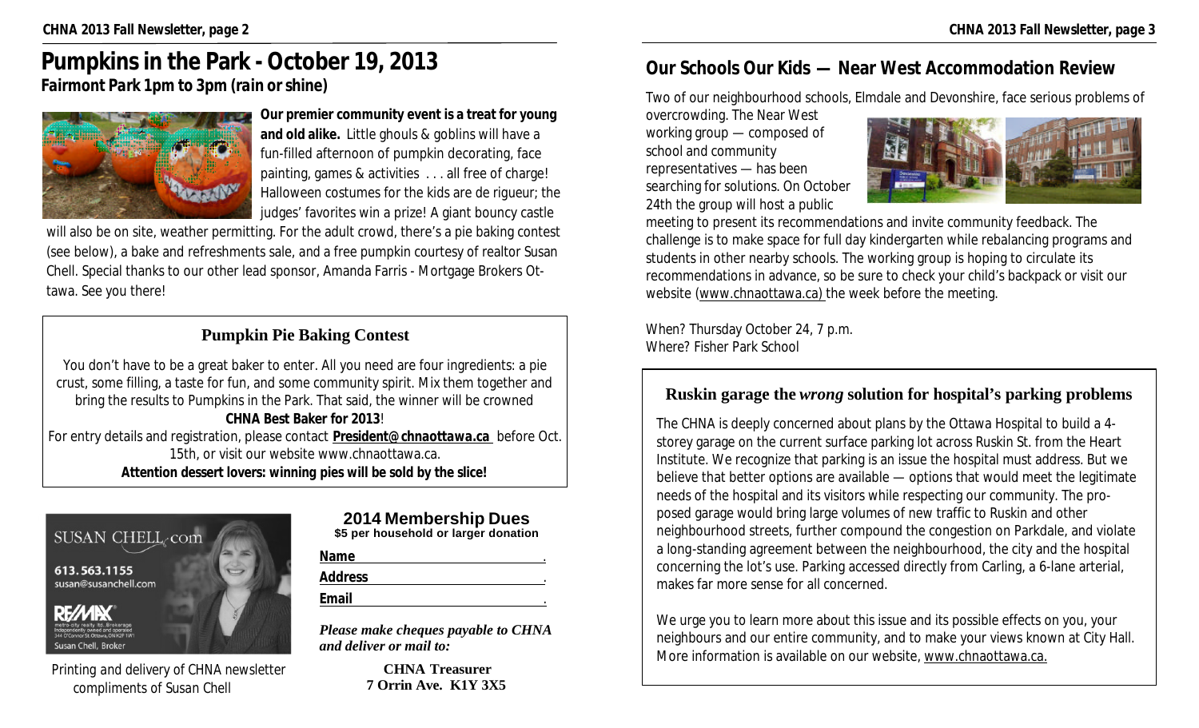# Pumpkins in the Park - October 19, 2013

***Fairmont Park 1pm to 3pm (rain or shine)***

**Our premier community event is a treat for young and old alike.** Little ghouls & goblins will have a fun-filled afternoon of pumpkin decorating, face painting, games & activities . . . all free of charge! Halloween costumes for the kids are de rigueur; the judges' favorites win a prize! A giant bouncy castle will also be on site, weather permitting. For the adult crowd, there's a pie baking contest (see below), a bake and refreshments sale, and a free pumpkin courtesy of realtor Susan Chell. Special thanks to our other lead sponsor, Amanda Farris - Mortgage Brokers Ottawa. See you there!

## Pumpkin Pie Baking Contest

You don't have to be a great baker to enter. All you need are four ingredients: a pie crust, some filling, a taste for fun, and some community spirit. Mix them together and bring the results to Pumpkins in the Park. That said, the winner will be crowned **CHNA Best Baker for 2013**!

For entry details and registration, please contact **President@chnaottawa.ca** before Oct. 15th, or visit our website www.chnaottawa.ca.

**Attention dessert lovers: winning pies will be sold by the slice!**

SUSAN CHELL.com
613.563.1155
susan@susanchell.com
RE/MAX
Susan Chell, Broker

Printing and delivery of CHNA newsletter compliments of Susan Chell

## 2014 Membership Dues

**$5 per household or larger donation**

**Name** ____________________

**Address** ____________________

**Email** ____________________

***Please make cheques payable to CHNA and deliver or mail to:***

**CHNA Treasurer**
**7 Orrin Ave. K1Y 3X5**

## Our Schools Our Kids — Near West Accommodation Review

Two of our neighbourhood schools, Elmdale and Devonshire, face serious problems of overcrowding. The Near West working group — composed of school and community representatives — has been searching for solutions. On October 24th the group will host a public meeting to present its recommendations and invite community feedback. The challenge is to make space for full day kindergarten while rebalancing programs and students in other nearby schools. The working group is hoping to circulate its recommendations in advance, so be sure to check your child's backpack or visit our website (www.chnaottawa.ca) the week before the meeting.

When? Thursday October 24, 7 p.m.
Where? Fisher Park School

## Ruskin garage the *wrong* solution for hospital's parking problems

The CHNA is deeply concerned about plans by the Ottawa Hospital to build a 4-storey garage on the current surface parking lot across Ruskin St. from the Heart Institute. We recognize that parking is an issue the hospital must address. But we believe that better options are available — options that would meet the legitimate needs of the hospital and its visitors while respecting our community. The proposed garage would bring large volumes of new traffic to Ruskin and other neighbourhood streets, further compound the congestion on Parkdale, and violate a long-standing agreement between the neighbourhood, the city and the hospital concerning the lot's use. Parking accessed directly from Carling, a 6-lane arterial, makes far more sense for all concerned.

We urge you to learn more about this issue and its possible effects on you, your neighbours and our entire community, and to make your views known at City Hall. More information is available on our website, www.chnaottawa.ca.